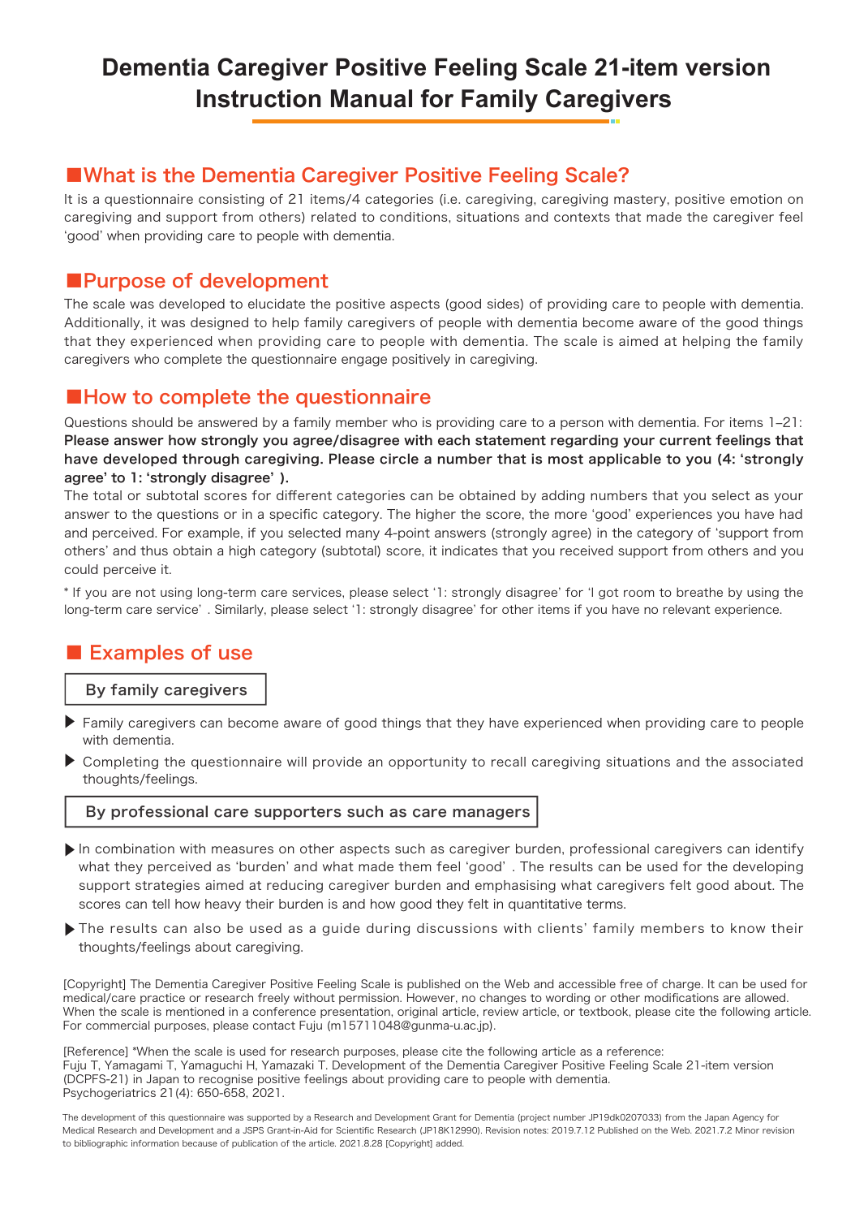# Dementia Caregiver Positive Feeling Scale 21-item version Instruction Manual for Family Caregivers

## ■What is the Dementia Caregiver Positive Feeling Scale?

It is a questionnaire consisting of 21 items/4 categories (i.e. caregiving, caregiving mastery, positive emotion on caregiving and support from others) related to conditions, situations and contexts that made the caregiver feel 'good' when providing care to people with dementia.

## ■Purpose of development

The scale was developed to elucidate the positive aspects (good sides) of providing care to people with dementia. Additionally, it was designed to help family caregivers of people with dementia become aware of the good things that they experienced when providing care to people with dementia. The scale is aimed at helping the family caregivers who complete the questionnaire engage positively in caregiving.

## ■How to complete the questionnaire

Questions should be answered by a family member who is providing care to a person with dementia. For items 1–21: **Please answer how strongly you agree/disagree with each statement regarding your current feelings that have developed through caregiving. Please circle a number that is most applicable to you (4: 'strongly agree' to 1: 'strongly disagree' ).**

The total or subtotal scores for different categories can be obtained by adding numbers that you select as your answer to the questions or in a specific category. The higher the score, the more 'good' experiences you have had and perceived. For example, if you selected many 4-point answers (strongly agree) in the category of 'support from others' and thus obtain a high category (subtotal) score, it indicates that you received support from others and you could perceive it.

* If you are not using long-term care services, please select '1: strongly disagree' for 'I got room to breathe by using the long-term care service' . Similarly, please select '1: strongly disagree' for other items if you have no relevant experience.

## ■ Examples of use

### By family caregivers

- Family caregivers can become aware of good things that they have experienced when providing care to people with dementia.
- Completing the questionnaire will provide an opportunity to recall caregiving situations and the associated thoughts/feelings.

### By professional care supporters such as care managers

- In combination with measures on other aspects such as caregiver burden, professional caregivers can identify what they perceived as 'burden' and what made them feel 'good' . The results can be used for the developing support strategies aimed at reducing caregiver burden and emphasising what caregivers felt good about. The scores can tell how heavy their burden is and how good they felt in quantitative terms.
- The results can also be used as a guide during discussions with clients' family members to know their thoughts/feelings about caregiving.

[Copyright] The Dementia Caregiver Positive Feeling Scale is published on the Web and accessible free of charge. It can be used for medical/care practice or research freely without permission. However, no changes to wording or other modifications are allowed. When the scale is mentioned in a conference presentation, original article, review article, or textbook, please cite the following article. For commercial purposes, please contact Fuju (m15711048@gunma-u.ac.jp).

[Reference] *When the scale is used for research purposes, please cite the following article as a reference:
Fuju T, Yamagami T, Yamaguchi H, Yamazaki T. Development of the Dementia Caregiver Positive Feeling Scale 21-item version (DCPFS-21) in Japan to recognise positive feelings about providing care to people with dementia. Psychogeriatrics 21(4): 650-658, 2021.

The development of this questionnaire was supported by a Research and Development Grant for Dementia (project number JP19dk0207033) from the Japan Agency for Medical Research and Development and a JSPS Grant-in-Aid for Scientific Research (JP18K12990). Revision notes: 2019.7.12 Published on the Web. 2021.7.2 Minor revision to bibliographic information because of publication of the article. 2021.8.28 [Copyright] added.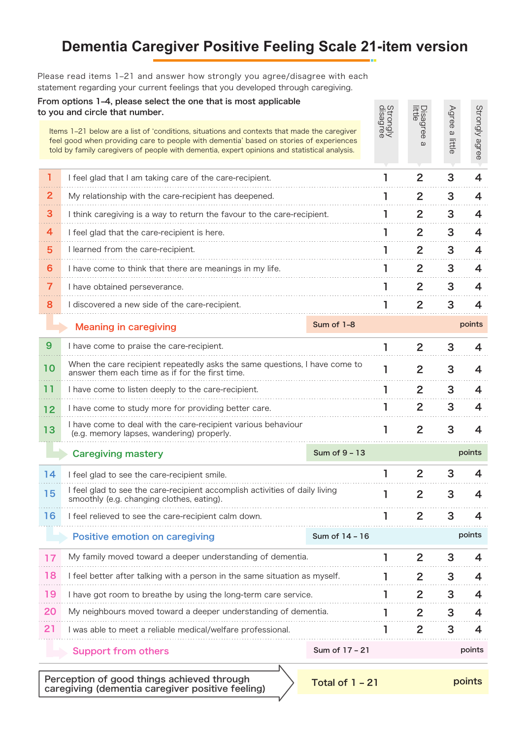# Dementia Caregiver Positive Feeling Scale 21-item version

Please read items 1–21 and answer how strongly you agree/disagree with each statement regarding your current feelings that you developed through caregiving.

**From options 1–4, please select the one that is most applicable to you and circle that number.**

Items 1–21 below are a list of 'conditions, situations and contexts that made the caregiver feel good when providing care to people with dementia' based on stories of experiences told by family caregivers of people with dementia, expert opinions and statistical analysis.

| No. | Item | Strongly disagree | Disagree a little | Agree a little | Strongly agree |
|---|---|---|---|---|---|
| 1 | I feel glad that I am taking care of the care-recipient. | 1 | 2 | 3 | 4 |
| 2 | My relationship with the care-recipient has deepened. | 1 | 2 | 3 | 4 |
| 3 | I think caregiving is a way to return the favour to the care-recipient. | 1 | 2 | 3 | 4 |
| 4 | I feel glad that the care-recipient is here. | 1 | 2 | 3 | 4 |
| 5 | I learned from the care-recipient. | 1 | 2 | 3 | 4 |
| 6 | I have come to think that there are meanings in my life. | 1 | 2 | 3 | 4 |
| 7 | I have obtained perseverance. | 1 | 2 | 3 | 4 |
| 8 | I discovered a new side of the care-recipient. | 1 | 2 | 3 | 4 |
| | **Meaning in caregiving** | Sum of 1–8 | | | points |
| 9 | I have come to praise the care-recipient. | 1 | 2 | 3 | 4 |
| 10 | When the care recipient repeatedly asks the same questions, I have come to answer them each time as if for the first time. | 1 | 2 | 3 | 4 |
| 11 | I have come to listen deeply to the care-recipient. | 1 | 2 | 3 | 4 |
| 12 | I have come to study more for providing better care. | 1 | 2 | 3 | 4 |
| 13 | I have come to deal with the care-recipient various behaviour (e.g. memory lapses, wandering) properly. | 1 | 2 | 3 | 4 |
| | **Caregiving mastery** | Sum of 9 – 13 | | | points |
| 14 | I feel glad to see the care-recipient smile. | 1 | 2 | 3 | 4 |
| 15 | I feel glad to see the care-recipient accomplish activities of daily living smoothly (e.g. changing clothes, eating). | 1 | 2 | 3 | 4 |
| 16 | I feel relieved to see the care-recipient calm down. | 1 | 2 | 3 | 4 |
| | **Positive emotion on caregiving** | Sum of 14 – 16 | | | points |
| 17 | My family moved toward a deeper understanding of dementia. | 1 | 2 | 3 | 4 |
| 18 | I feel better after talking with a person in the same situation as myself. | 1 | 2 | 3 | 4 |
| 19 | I have got room to breathe by using the long-term care service. | 1 | 2 | 3 | 4 |
| 20 | My neighbours moved toward a deeper understanding of dementia. | 1 | 2 | 3 | 4 |
| 21 | I was able to meet a reliable medical/welfare professional. | 1 | 2 | 3 | 4 |
| | **Support from others** | Sum of 17 – 21 | | | points |

**Perception of good things achieved through caregiving (dementia caregiver positive feeling)** → **Total of 1 – 21** ______ **points**